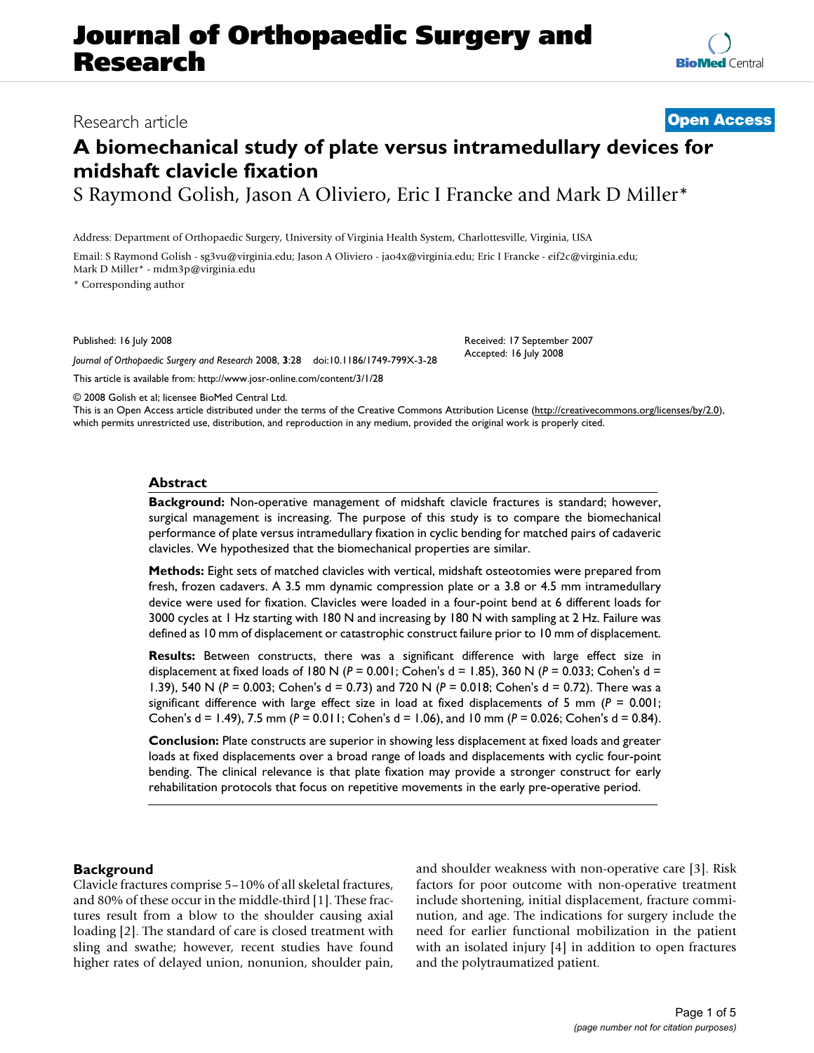# Journal of Orthopaedic Surgery and Research

Research article **Open Access**

# A biomechanical study of plate versus intramedullary devices for midshaft clavicle fixation

S Raymond Golish, Jason A Oliviero, Eric I Francke and Mark D Miller*

Address: Department of Orthopaedic Surgery, University of Virginia Health System, Charlottesville, Virginia, USA

Email: S Raymond Golish - sg3vu@virginia.edu; Jason A Oliviero - jao4x@virginia.edu; Eric I Francke - eif2c@virginia.edu; Mark D Miller* - mdm3p@virginia.edu

* Corresponding author

Published: 16 July 2008

*Journal of Orthopaedic Surgery and Research* 2008, **3**:28 doi:10.1186/1749-799X-3-28

Received: 17 September 2007
Accepted: 16 July 2008

This article is available from: http://www.josr-online.com/content/3/1/28

© 2008 Golish et al; licensee BioMed Central Ltd.
This is an Open Access article distributed under the terms of the Creative Commons Attribution License (http://creativecommons.org/licenses/by/2.0), which permits unrestricted use, distribution, and reproduction in any medium, provided the original work is properly cited.

## Abstract

**Background:** Non-operative management of midshaft clavicle fractures is standard; however, surgical management is increasing. The purpose of this study is to compare the biomechanical performance of plate versus intramedullary fixation in cyclic bending for matched pairs of cadaveric clavicles. We hypothesized that the biomechanical properties are similar.

**Methods:** Eight sets of matched clavicles with vertical, midshaft osteotomies were prepared from fresh, frozen cadavers. A 3.5 mm dynamic compression plate or a 3.8 or 4.5 mm intramedullary device were used for fixation. Clavicles were loaded in a four-point bend at 6 different loads for 3000 cycles at 1 Hz starting with 180 N and increasing by 180 N with sampling at 2 Hz. Failure was defined as 10 mm of displacement or catastrophic construct failure prior to 10 mm of displacement.

**Results:** Between constructs, there was a significant difference with large effect size in displacement at fixed loads of 180 N ($P = 0.001$; Cohen's d = 1.85), 360 N ($P = 0.033$; Cohen's d = 1.39), 540 N ($P = 0.003$; Cohen's d = 0.73) and 720 N ($P = 0.018$; Cohen's d = 0.72). There was a significant difference with large effect size in load at fixed displacements of 5 mm ($P = 0.001$; Cohen's d = 1.49), 7.5 mm ($P = 0.011$; Cohen's d = 1.06), and 10 mm ($P = 0.026$; Cohen's d = 0.84).

**Conclusion:** Plate constructs are superior in showing less displacement at fixed loads and greater loads at fixed displacements over a broad range of loads and displacements with cyclic four-point bending. The clinical relevance is that plate fixation may provide a stronger construct for early rehabilitation protocols that focus on repetitive movements in the early pre-operative period.

## Background

Clavicle fractures comprise 5–10% of all skeletal fractures, and 80% of these occur in the middle-third [1]. These fractures result from a blow to the shoulder causing axial loading [2]. The standard of care is closed treatment with sling and swathe; however, recent studies have found higher rates of delayed union, nonunion, shoulder pain, and shoulder weakness with non-operative care [3]. Risk factors for poor outcome with non-operative treatment include shortening, initial displacement, fracture comminution, and age. The indications for surgery include the need for earlier functional mobilization in the patient with an isolated injury [4] in addition to open fractures and the polytraumatized patient.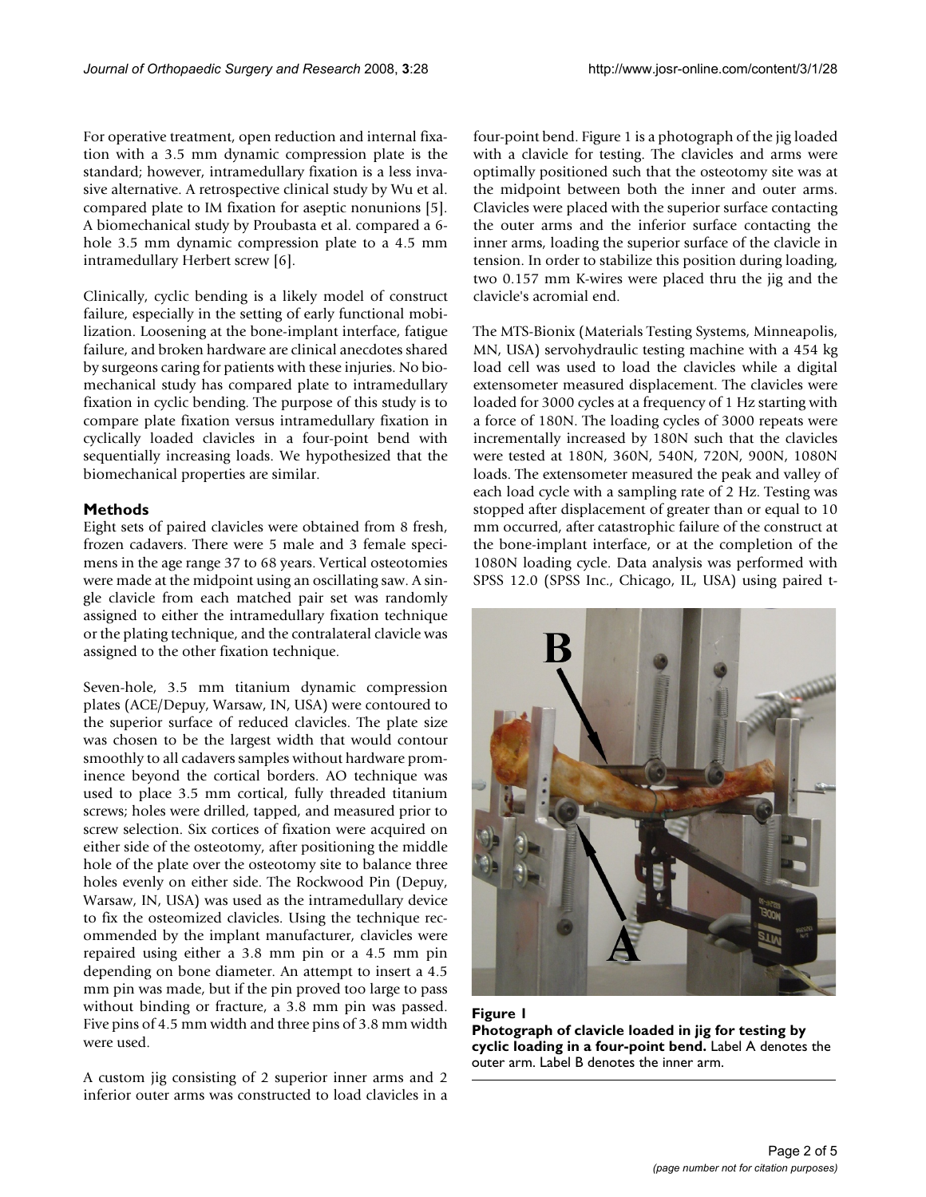For operative treatment, open reduction and internal fixation with a 3.5 mm dynamic compression plate is the standard; however, intramedullary fixation is a less invasive alternative. A retrospective clinical study by Wu et al. compared plate to IM fixation for aseptic nonunions [5]. A biomechanical study by Proubasta et al. compared a 6-hole 3.5 mm dynamic compression plate to a 4.5 mm intramedullary Herbert screw [6].

Clinically, cyclic bending is a likely model of construct failure, especially in the setting of early functional mobilization. Loosening at the bone-implant interface, fatigue failure, and broken hardware are clinical anecdotes shared by surgeons caring for patients with these injuries. No biomechanical study has compared plate to intramedullary fixation in cyclic bending. The purpose of this study is to compare plate fixation versus intramedullary fixation in cyclically loaded clavicles in a four-point bend with sequentially increasing loads. We hypothesized that the biomechanical properties are similar.

## Methods

Eight sets of paired clavicles were obtained from 8 fresh, frozen cadavers. There were 5 male and 3 female specimens in the age range 37 to 68 years. Vertical osteotomies were made at the midpoint using an oscillating saw. A single clavicle from each matched pair set was randomly assigned to either the intramedullary fixation technique or the plating technique, and the contralateral clavicle was assigned to the other fixation technique.

Seven-hole, 3.5 mm titanium dynamic compression plates (ACE/Depuy, Warsaw, IN, USA) were contoured to the superior surface of reduced clavicles. The plate size was chosen to be the largest width that would contour smoothly to all cadavers samples without hardware prominence beyond the cortical borders. AO technique was used to place 3.5 mm cortical, fully threaded titanium screws; holes were drilled, tapped, and measured prior to screw selection. Six cortices of fixation were acquired on either side of the osteotomy, after positioning the middle hole of the plate over the osteotomy site to balance three holes evenly on either side. The Rockwood Pin (Depuy, Warsaw, IN, USA) was used as the intramedullary device to fix the osteomized clavicles. Using the technique recommended by the implant manufacturer, clavicles were repaired using either a 3.8 mm pin or a 4.5 mm pin depending on bone diameter. An attempt to insert a 4.5 mm pin was made, but if the pin proved too large to pass without binding or fracture, a 3.8 mm pin was passed. Five pins of 4.5 mm width and three pins of 3.8 mm width were used.

A custom jig consisting of 2 superior inner arms and 2 inferior outer arms was constructed to load clavicles in a four-point bend. Figure 1 is a photograph of the jig loaded with a clavicle for testing. The clavicles and arms were optimally positioned such that the osteotomy site was at the midpoint between both the inner and outer arms. Clavicles were placed with the superior surface contacting the outer arms and the inferior surface contacting the inner arms, loading the superior surface of the clavicle in tension. In order to stabilize this position during loading, two 0.157 mm K-wires were placed thru the jig and the clavicle's acromial end.

The MTS-Bionix (Materials Testing Systems, Minneapolis, MN, USA) servohydraulic testing machine with a 454 kg load cell was used to load the clavicles while a digital extensometer measured displacement. The clavicles were loaded for 3000 cycles at a frequency of 1 Hz starting with a force of 180N. The loading cycles of 3000 repeats were incrementally increased by 180N such that the clavicles were tested at 180N, 360N, 540N, 720N, 900N, 1080N loads. The extensometer measured the peak and valley of each load cycle with a sampling rate of 2 Hz. Testing was stopped after displacement of greater than or equal to 10 mm occurred, after catastrophic failure of the construct at the bone-implant interface, or at the completion of the 1080N loading cycle. Data analysis was performed with SPSS 12.0 (SPSS Inc., Chicago, IL, USA) using paired t-

**Figure 1**
**Photograph of clavicle loaded in jig for testing by cyclic loading in a four-point bend.** Label A denotes the outer arm. Label B denotes the inner arm.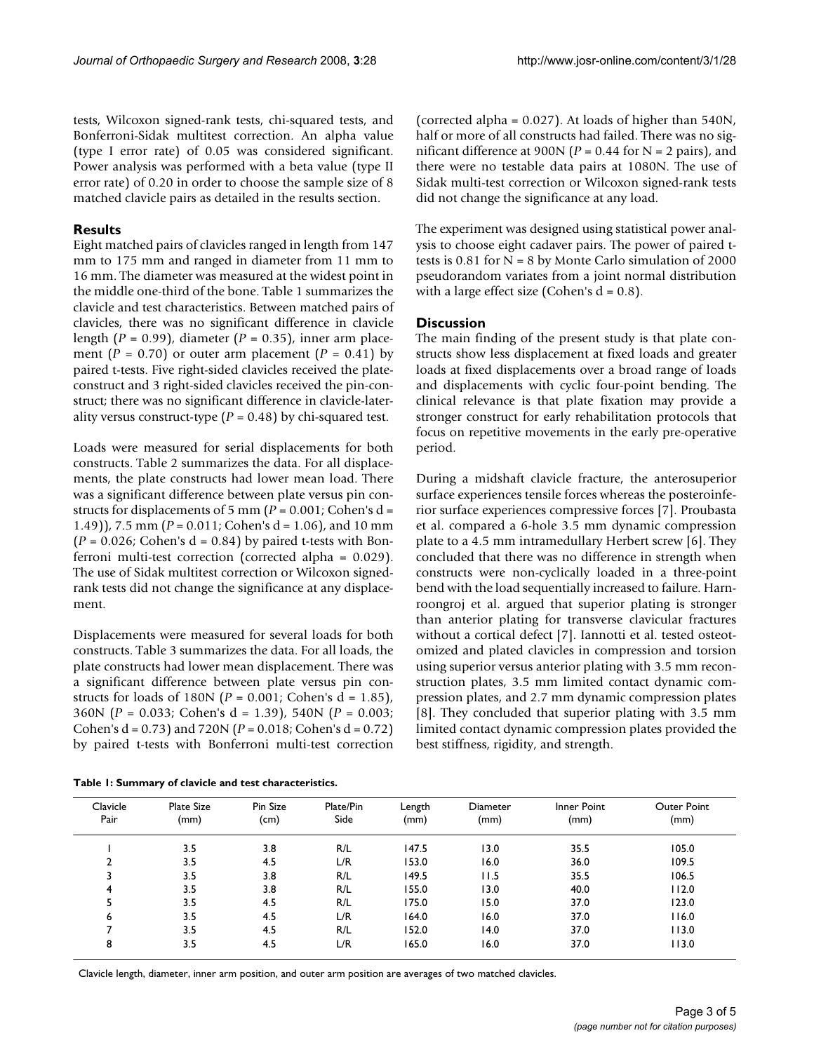tests, Wilcoxon signed-rank tests, chi-squared tests, and Bonferroni-Sidak multitest correction. An alpha value (type I error rate) of 0.05 was considered significant. Power analysis was performed with a beta value (type II error rate) of 0.20 in order to choose the sample size of 8 matched clavicle pairs as detailed in the results section.

## Results

Eight matched pairs of clavicles ranged in length from 147 mm to 175 mm and ranged in diameter from 11 mm to 16 mm. The diameter was measured at the widest point in the middle one-third of the bone. Table 1 summarizes the clavicle and test characteristics. Between matched pairs of clavicles, there was no significant difference in clavicle length ($P = 0.99$), diameter ($P = 0.35$), inner arm placement ($P = 0.70$) or outer arm placement ($P = 0.41$) by paired t-tests. Five right-sided clavicles received the plate-construct and 3 right-sided clavicles received the pin-construct; there was no significant difference in clavicle-laterality versus construct-type ($P = 0.48$) by chi-squared test.

Loads were measured for serial displacements for both constructs. Table 2 summarizes the data. For all displacements, the plate constructs had lower mean load. There was a significant difference between plate versus pin constructs for displacements of 5 mm ($P = 0.001$; Cohen's d = 1.49)), 7.5 mm ($P = 0.011$; Cohen's d = 1.06), and 10 mm ($P = 0.026$; Cohen's d = 0.84) by paired t-tests with Bonferroni multi-test correction (corrected alpha = 0.029). The use of Sidak multitest correction or Wilcoxon signed-rank tests did not change the significance at any displacement.

Displacements were measured for several loads for both constructs. Table 3 summarizes the data. For all loads, the plate constructs had lower mean displacement. There was a significant difference between plate versus pin constructs for loads of 180N ($P = 0.001$; Cohen's d = 1.85), 360N ($P = 0.033$; Cohen's d = 1.39), 540N ($P = 0.003$; Cohen's d = 0.73) and 720N ($P = 0.018$; Cohen's d = 0.72) by paired t-tests with Bonferroni multi-test correction (corrected alpha = 0.027). At loads of higher than 540N, half or more of all constructs had failed. There was no significant difference at 900N ($P = 0.44$ for N = 2 pairs), and there were no testable data pairs at 1080N. The use of Sidak multi-test correction or Wilcoxon signed-rank tests did not change the significance at any load.

The experiment was designed using statistical power analysis to choose eight cadaver pairs. The power of paired t-tests is 0.81 for N = 8 by Monte Carlo simulation of 2000 pseudorandom variates from a joint normal distribution with a large effect size (Cohen's d = 0.8).

## Discussion

The main finding of the present study is that plate constructs show less displacement at fixed loads and greater loads at fixed displacements over a broad range of loads and displacements with cyclic four-point bending. The clinical relevance is that plate fixation may provide a stronger construct for early rehabilitation protocols that focus on repetitive movements in the early pre-operative period.

During a midshaft clavicle fracture, the anterosuperior surface experiences tensile forces whereas the posteroinferior surface experiences compressive forces [7]. Proubasta et al. compared a 6-hole 3.5 mm dynamic compression plate to a 4.5 mm intramedullary Herbert screw [6]. They concluded that there was no difference in strength when constructs were non-cyclically loaded in a three-point bend with the load sequentially increased to failure. Harnroongroj et al. argued that superior plating is stronger than anterior plating for transverse clavicular fractures without a cortical defect [7]. Iannotti et al. tested osteotomized and plated clavicles in compression and torsion using superior versus anterior plating with 3.5 mm reconstruction plates, 3.5 mm limited contact dynamic compression plates, and 2.7 mm dynamic compression plates [8]. They concluded that superior plating with 3.5 mm limited contact dynamic compression plates provided the best stiffness, rigidity, and strength.

**Table 1: Summary of clavicle and test characteristics.**

| Clavicle Pair | Plate Size (mm) | Pin Size (cm) | Plate/Pin Side | Length (mm) | Diameter (mm) | Inner Point (mm) | Outer Point (mm) |
|---|---|---|---|---|---|---|---|
| 1 | 3.5 | 3.8 | R/L | 147.5 | 13.0 | 35.5 | 105.0 |
| 2 | 3.5 | 4.5 | L/R | 153.0 | 16.0 | 36.0 | 109.5 |
| 3 | 3.5 | 3.8 | R/L | 149.5 | 11.5 | 35.5 | 106.5 |
| 4 | 3.5 | 3.8 | R/L | 155.0 | 13.0 | 40.0 | 112.0 |
| 5 | 3.5 | 4.5 | R/L | 175.0 | 15.0 | 37.0 | 123.0 |
| 6 | 3.5 | 4.5 | L/R | 164.0 | 16.0 | 37.0 | 116.0 |
| 7 | 3.5 | 4.5 | R/L | 152.0 | 14.0 | 37.0 | 113.0 |
| 8 | 3.5 | 4.5 | L/R | 165.0 | 16.0 | 37.0 | 113.0 |

Clavicle length, diameter, inner arm position, and outer arm position are averages of two matched clavicles.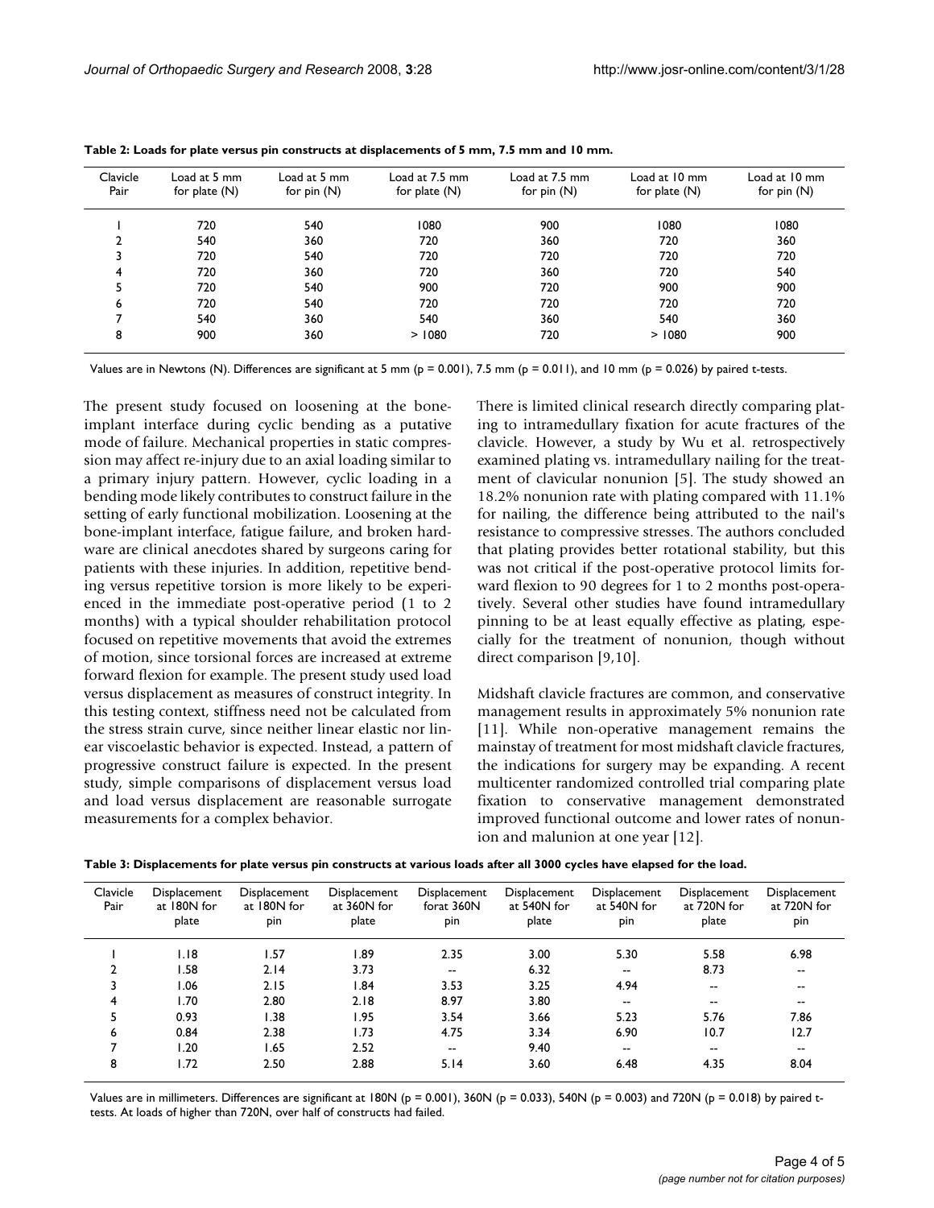**Table 2: Loads for plate versus pin constructs at displacements of 5 mm, 7.5 mm and 10 mm.**

| Clavicle Pair | Load at 5 mm for plate (N) | Load at 5 mm for pin (N) | Load at 7.5 mm for plate (N) | Load at 7.5 mm for pin (N) | Load at 10 mm for plate (N) | Load at 10 mm for pin (N) |
|---|---|---|---|---|---|---|
| 1 | 720 | 540 | 1080 | 900 | 1080 | 1080 |
| 2 | 540 | 360 | 720 | 360 | 720 | 360 |
| 3 | 720 | 540 | 720 | 720 | 720 | 720 |
| 4 | 720 | 360 | 720 | 360 | 720 | 540 |
| 5 | 720 | 540 | 900 | 720 | 900 | 900 |
| 6 | 720 | 540 | 720 | 720 | 720 | 720 |
| 7 | 540 | 360 | 540 | 360 | 540 | 360 |
| 8 | 900 | 360 | > 1080 | 720 | > 1080 | 900 |

Values are in Newtons (N). Differences are significant at 5 mm ($p = 0.001$), 7.5 mm ($p = 0.011$), and 10 mm ($p = 0.026$) by paired t-tests.

The present study focused on loosening at the bone-implant interface during cyclic bending as a putative mode of failure. Mechanical properties in static compression may affect re-injury due to an axial loading similar to a primary injury pattern. However, cyclic loading in a bending mode likely contributes to construct failure in the setting of early functional mobilization. Loosening at the bone-implant interface, fatigue failure, and broken hardware are clinical anecdotes shared by surgeons caring for patients with these injuries. In addition, repetitive bending versus repetitive torsion is more likely to be experienced in the immediate post-operative period (1 to 2 months) with a typical shoulder rehabilitation protocol focused on repetitive movements that avoid the extremes of motion, since torsional forces are increased at extreme forward flexion for example. The present study used load versus displacement as measures of construct integrity. In this testing context, stiffness need not be calculated from the stress strain curve, since neither linear elastic nor linear viscoelastic behavior is expected. Instead, a pattern of progressive construct failure is expected. In the present study, simple comparisons of displacement versus load and load versus displacement are reasonable surrogate measurements for a complex behavior.

There is limited clinical research directly comparing plating to intramedullary fixation for acute fractures of the clavicle. However, a study by Wu et al. retrospectively examined plating vs. intramedullary nailing for the treatment of clavicular nonunion [5]. The study showed an 18.2% nonunion rate with plating compared with 11.1% for nailing, the difference being attributed to the nail's resistance to compressive stresses. The authors concluded that plating provides better rotational stability, but this was not critical if the post-operative protocol limits forward flexion to 90 degrees for 1 to 2 months post-operatively. Several other studies have found intramedullary pinning to be at least equally effective as plating, especially for the treatment of nonunion, though without direct comparison [9,10].

Midshaft clavicle fractures are common, and conservative management results in approximately 5% nonunion rate [11]. While non-operative management remains the mainstay of treatment for most midshaft clavicle fractures, the indications for surgery may be expanding. A recent multicenter randomized controlled trial comparing plate fixation to conservative management demonstrated improved functional outcome and lower rates of nonunion and malunion at one year [12].

**Table 3: Displacements for plate versus pin constructs at various loads after all 3000 cycles have elapsed for the load.**

| Clavicle Pair | Displacement at 180N for plate | Displacement at 180N for pin | Displacement at 360N for plate | Displacement forat 360N pin | Displacement at 540N for plate | Displacement at 540N for pin | Displacement at 720N for plate | Displacement at 720N for pin |
|---|---|---|---|---|---|---|---|---|
| 1 | 1.18 | 1.57 | 1.89 | 2.35 | 3.00 | 5.30 | 5.58 | 6.98 |
| 2 | 1.58 | 2.14 | 3.73 | -- | 6.32 | -- | 8.73 | -- |
| 3 | 1.06 | 2.15 | 1.84 | 3.53 | 3.25 | 4.94 | -- | -- |
| 4 | 1.70 | 2.80 | 2.18 | 8.97 | 3.80 | -- | -- | -- |
| 5 | 0.93 | 1.38 | 1.95 | 3.54 | 3.66 | 5.23 | 5.76 | 7.86 |
| 6 | 0.84 | 2.38 | 1.73 | 4.75 | 3.34 | 6.90 | 10.7 | 12.7 |
| 7 | 1.20 | 1.65 | 2.52 | -- | 9.40 | -- | -- | -- |
| 8 | 1.72 | 2.50 | 2.88 | 5.14 | 3.60 | 6.48 | 4.35 | 8.04 |

Values are in millimeters. Differences are significant at 180N ($p = 0.001$), 360N ($p = 0.033$), 540N ($p = 0.003$) and 720N ($p = 0.018$) by paired t-tests. At loads of higher than 720N, over half of constructs had failed.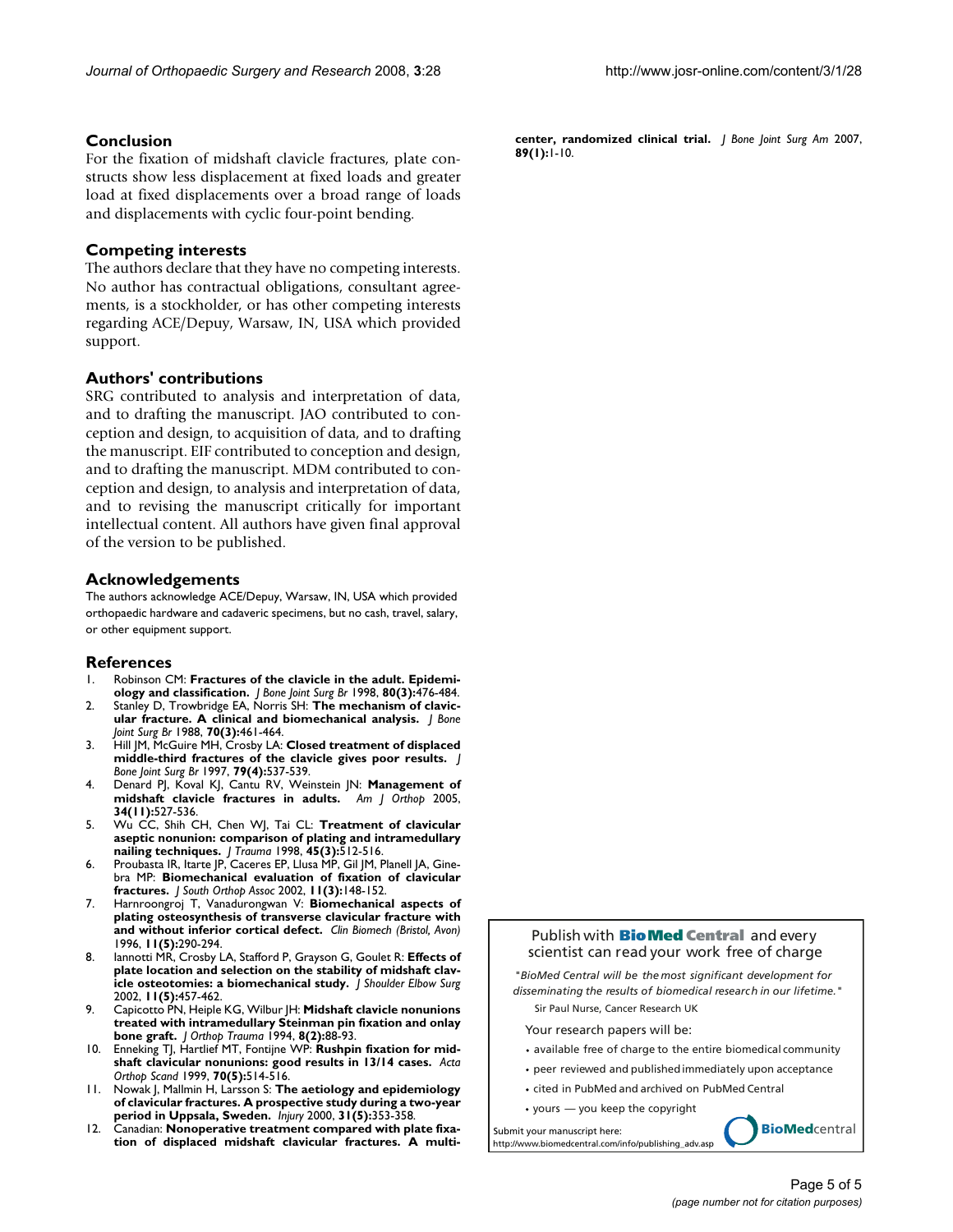## Conclusion

For the fixation of midshaft clavicle fractures, plate constructs show less displacement at fixed loads and greater load at fixed displacements over a broad range of loads and displacements with cyclic four-point bending.

## Competing interests

The authors declare that they have no competing interests. No author has contractual obligations, consultant agreements, is a stockholder, or has other competing interests regarding ACE/Depuy, Warsaw, IN, USA which provided support.

## Authors' contributions

SRG contributed to analysis and interpretation of data, and to drafting the manuscript. JAO contributed to conception and design, to acquisition of data, and to drafting the manuscript. EIF contributed to conception and design, and to drafting the manuscript. MDM contributed to conception and design, to analysis and interpretation of data, and to revising the manuscript critically for important intellectual content. All authors have given final approval of the version to be published.

## Acknowledgements

The authors acknowledge ACE/Depuy, Warsaw, IN, USA which provided orthopaedic hardware and cadaveric specimens, but no cash, travel, salary, or other equipment support.

## References

1. Robinson CM: **Fractures of the clavicle in the adult. Epidemiology and classification.** *J Bone Joint Surg Br* 1998, **80(3):**476-484.
2. Stanley D, Trowbridge EA, Norris SH: **The mechanism of clavicular fracture. A clinical and biomechanical analysis.** *J Bone Joint Surg Br* 1988, **70(3):**461-464.
3. Hill JM, McGuire MH, Crosby LA: **Closed treatment of displaced middle-third fractures of the clavicle gives poor results.** *J Bone Joint Surg Br* 1997, **79(4):**537-539.
4. Denard PJ, Koval KJ, Cantu RV, Weinstein JN: **Management of midshaft clavicle fractures in adults.** *Am J Orthop* 2005, **34(11):**527-536.
5. Wu CC, Shih CH, Chen WJ, Tai CL: **Treatment of clavicular aseptic nonunion: comparison of plating and intramedullary nailing techniques.** *J Trauma* 1998, **45(3):**512-516.
6. Proubasta IR, Itarte JP, Caceres EP, Llusa MP, Gil JM, Planell JA, Ginebra MP: **Biomechanical evaluation of fixation of clavicular fractures.** *J South Orthop Assoc* 2002, **11(3):**148-152.
7. Harnroongroj T, Vanadurongwan V: **Biomechanical aspects of plating osteosynthesis of transverse clavicular fracture with and without inferior cortical defect.** *Clin Biomech (Bristol, Avon)* 1996, **11(5):**290-294.
8. Iannotti MR, Crosby LA, Stafford P, Grayson G, Goulet R: **Effects of plate location and selection on the stability of midshaft clavicle osteotomies: a biomechanical study.** *J Shoulder Elbow Surg* 2002, **11(5):**457-462.
9. Capicotto PN, Heiple KG, Wilbur JH: **Midshaft clavicle nonunions treated with intramedullary Steinman pin fixation and onlay bone graft.** *J Orthop Trauma* 1994, **8(2):**88-93.
10. Enneking TJ, Hartlief MT, Fontijne WP: **Rushpin fixation for midshaft clavicular nonunions: good results in 13/14 cases.** *Acta Orthop Scand* 1999, **70(5):**514-516.
11. Nowak J, Mallmin H, Larsson S: **The aetiology and epidemiology of clavicular fractures. A prospective study during a two-year period in Uppsala, Sweden.** *Injury* 2000, **31(5):**353-358.
12. Canadian: **Nonoperative treatment compared with plate fixation of displaced midshaft clavicular fractures. A multi-center, randomized clinical trial.** *J Bone Joint Surg Am* 2007, **89(1):**1-10.